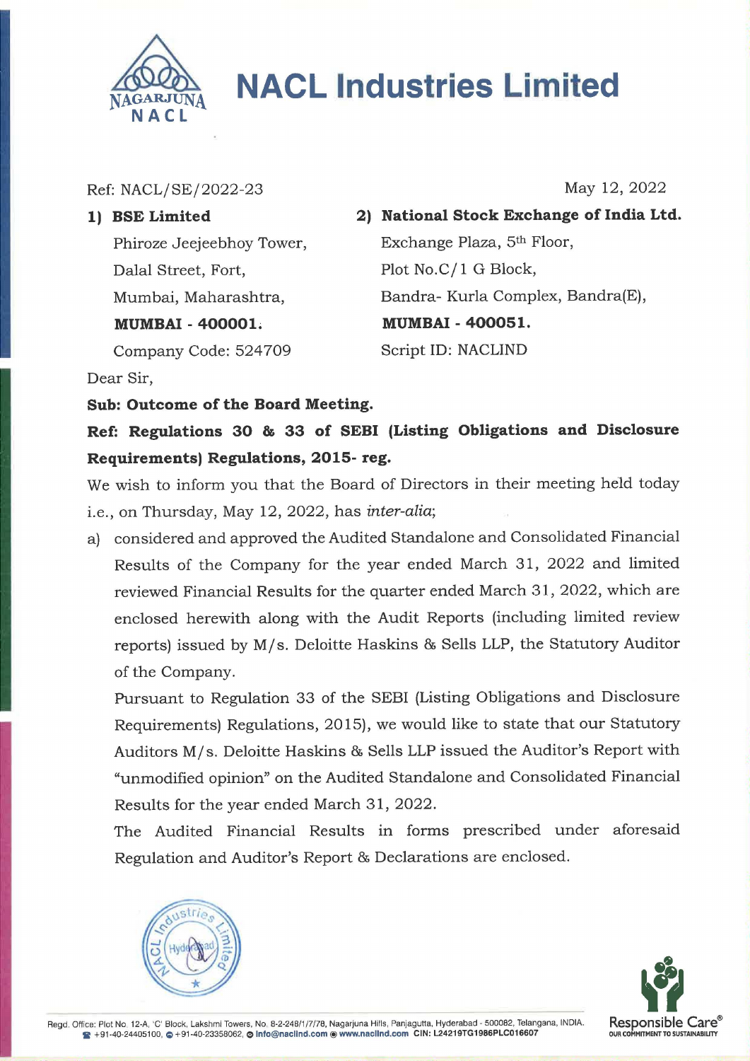# NACL Industries Limited

Ref: NACL/SE/2022-23

May 12, 2022

**1) BSE Limited**
Phiroze Jeejeebhoy Tower,
Dalal Street, Fort,
Mumbai, Maharashtra,
**MUMBAI - 400001.**
Company Code: 524709

**2) National Stock Exchange of India Ltd.**
Exchange Plaza, 5th Floor,
Plot No.C/1 G Block,
Bandra- Kurla Complex, Bandra(E),
**MUMBAI - 400051.**
Script ID: NACLIND

Dear Sir,

**Sub: Outcome of the Board Meeting.**

**Ref: Regulations 30 & 33 of SEBI (Listing Obligations and Disclosure Requirements) Regulations, 2015- reg.**

We wish to inform you that the Board of Directors in their meeting held today i.e., on Thursday, May 12, 2022, has *inter-alia*;

a) considered and approved the Audited Standalone and Consolidated Financial Results of the Company for the year ended March 31, 2022 and limited reviewed Financial Results for the quarter ended March 31, 2022, which are enclosed herewith along with the Audit Reports (including limited review reports) issued by M/s. Deloitte Haskins & Sells LLP, the Statutory Auditor of the Company.

   Pursuant to Regulation 33 of the SEBI (Listing Obligations and Disclosure Requirements) Regulations, 2015), we would like to state that our Statutory Auditors M/s. Deloitte Haskins & Sells LLP issued the Auditor's Report with "unmodified opinion" on the Audited Standalone and Consolidated Financial Results for the year ended March 31, 2022.

   The Audited Financial Results in forms prescribed under aforesaid Regulation and Auditor's Report & Declarations are enclosed.

Regd. Office: Plot No. 12-A, 'C' Block, Lakshmi Towers, No. 8-2-248/1/7/78, Nagarjuna Hills, Panjagutta, Hyderabad - 500082, Telangana, INDIA.
+91-40-24405100, +91-40-23358062, info@naclind.com www.naclind.com CIN: L24219TG1986PLC016607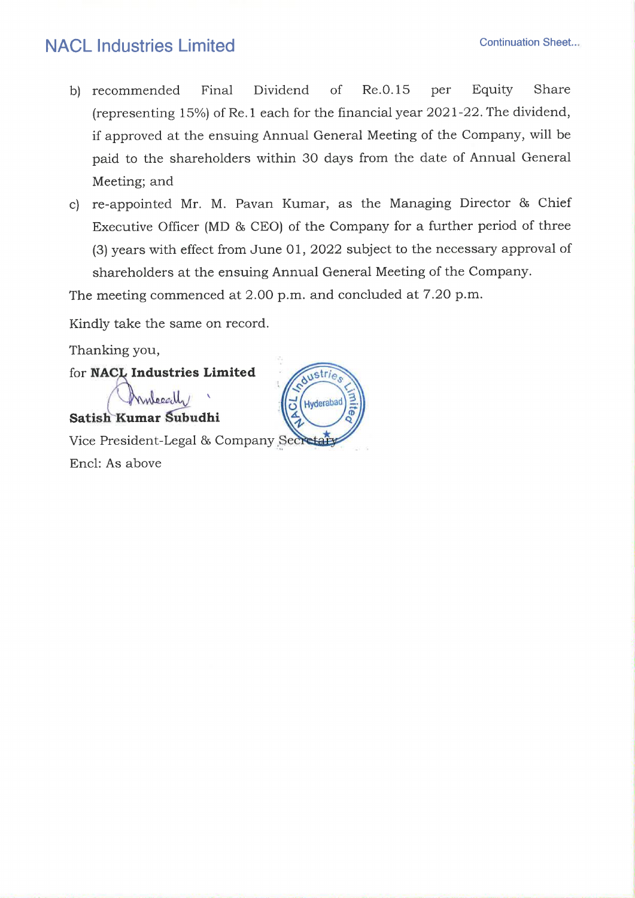b) recommended Final Dividend of Re.0.15 per Equity Share (representing 15%) of Re.1 each for the financial year 2021-22. The dividend, if approved at the ensuing Annual General Meeting of the Company, will be paid to the shareholders within 30 days from the date of Annual General Meeting; and

c) re-appointed Mr. M. Pavan Kumar, as the Managing Director & Chief Executive Officer (MD & CEO) of the Company for a further period of three (3) years with effect from June 01, 2022 subject to the necessary approval of shareholders at the ensuing Annual General Meeting of the Company.

The meeting commenced at 2.00 p.m. and concluded at 7.20 p.m.

Kindly take the same on record.

Thanking you,

for **NACL Industries Limited**

**Satish Kumar Subudhi**
Vice President-Legal & Company Secretary

Encl: As above